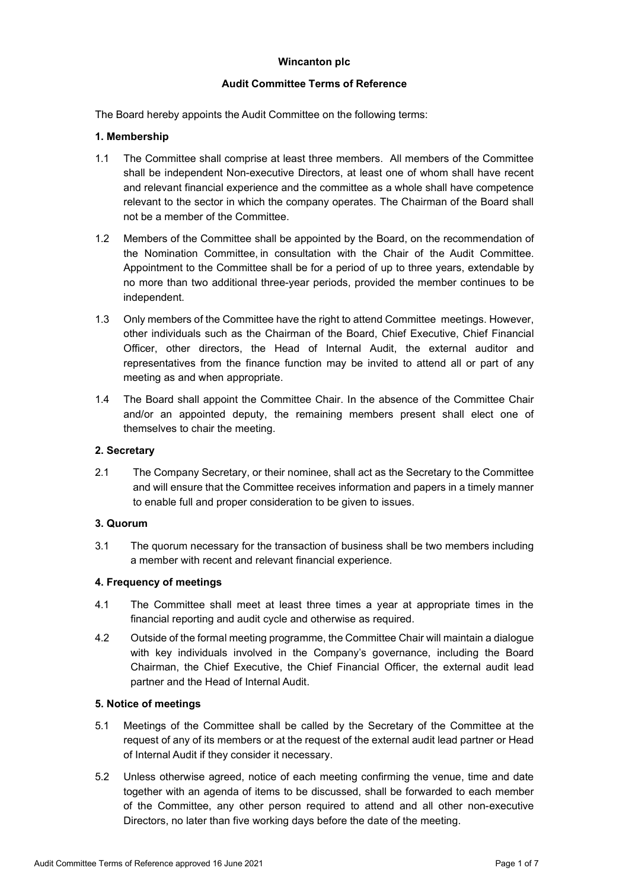**Wincanton plc**

**Audit Committee Terms of Reference**

The Board hereby appoints the Audit Committee on the following terms:

**1. Membership**

1.1 The Committee shall comprise at least three members. All members of the Committee shall be independent Non-executive Directors, at least one of whom shall have recent and relevant financial experience and the committee as a whole shall have competence relevant to the sector in which the company operates. The Chairman of the Board shall not be a member of the Committee.

1.2 Members of the Committee shall be appointed by the Board, on the recommendation of the Nomination Committee, in consultation with the Chair of the Audit Committee. Appointment to the Committee shall be for a period of up to three years, extendable by no more than two additional three-year periods, provided the member continues to be independent.

1.3 Only members of the Committee have the right to attend Committee meetings. However, other individuals such as the Chairman of the Board, Chief Executive, Chief Financial Officer, other directors, the Head of Internal Audit, the external auditor and representatives from the finance function may be invited to attend all or part of any meeting as and when appropriate.

1.4 The Board shall appoint the Committee Chair. In the absence of the Committee Chair and/or an appointed deputy, the remaining members present shall elect one of themselves to chair the meeting.

**2. Secretary**

2.1 The Company Secretary, or their nominee, shall act as the Secretary to the Committee and will ensure that the Committee receives information and papers in a timely manner to enable full and proper consideration to be given to issues.

**3. Quorum**

3.1 The quorum necessary for the transaction of business shall be two members including a member with recent and relevant financial experience.

**4. Frequency of meetings**

4.1 The Committee shall meet at least three times a year at appropriate times in the financial reporting and audit cycle and otherwise as required.

4.2 Outside of the formal meeting programme, the Committee Chair will maintain a dialogue with key individuals involved in the Company's governance, including the Board Chairman, the Chief Executive, the Chief Financial Officer, the external audit lead partner and the Head of Internal Audit.

**5. Notice of meetings**

5.1 Meetings of the Committee shall be called by the Secretary of the Committee at the request of any of its members or at the request of the external audit lead partner or Head of Internal Audit if they consider it necessary.

5.2 Unless otherwise agreed, notice of each meeting confirming the venue, time and date together with an agenda of items to be discussed, shall be forwarded to each member of the Committee, any other person required to attend and all other non-executive Directors, no later than five working days before the date of the meeting.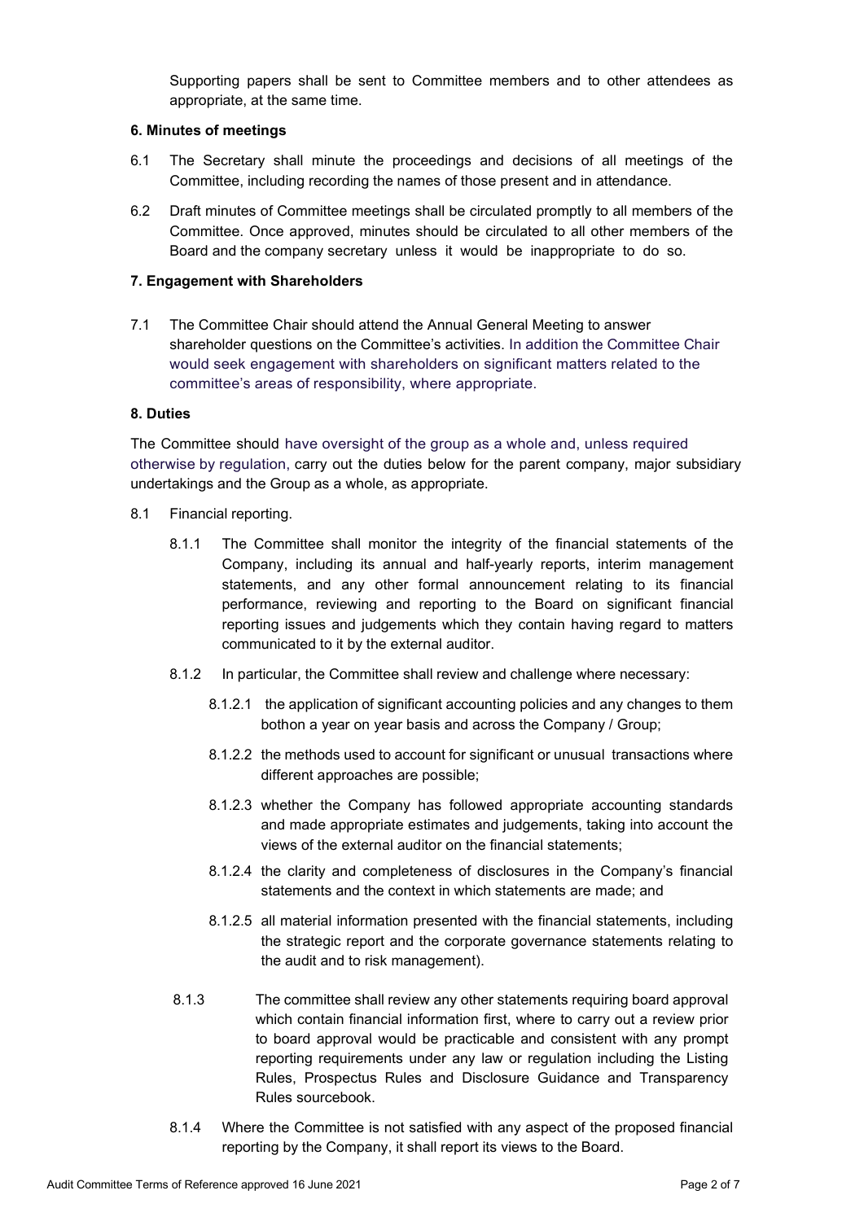Supporting papers shall be sent to Committee members and to other attendees as appropriate, at the same time.

**6. Minutes of meetings**

6.1 The Secretary shall minute the proceedings and decisions of all meetings of the Committee, including recording the names of those present and in attendance.

6.2 Draft minutes of Committee meetings shall be circulated promptly to all members of the Committee. Once approved, minutes should be circulated to all other members of the Board and the company secretary unless it would be inappropriate to do so.

**7. Engagement with Shareholders**

7.1 The Committee Chair should attend the Annual General Meeting to answer shareholder questions on the Committee's activities. In addition the Committee Chair would seek engagement with shareholders on significant matters related to the committee's areas of responsibility, where appropriate.

**8. Duties**

The Committee should have oversight of the group as a whole and, unless required otherwise by regulation, carry out the duties below for the parent company, major subsidiary undertakings and the Group as a whole, as appropriate.

8.1 Financial reporting.

8.1.1 The Committee shall monitor the integrity of the financial statements of the Company, including its annual and half-yearly reports, interim management statements, and any other formal announcement relating to its financial performance, reviewing and reporting to the Board on significant financial reporting issues and judgements which they contain having regard to matters communicated to it by the external auditor.

8.1.2 In particular, the Committee shall review and challenge where necessary:

8.1.2.1 the application of significant accounting policies and any changes to them bothon a year on year basis and across the Company / Group;

8.1.2.2 the methods used to account for significant or unusual transactions where different approaches are possible;

8.1.2.3 whether the Company has followed appropriate accounting standards and made appropriate estimates and judgements, taking into account the views of the external auditor on the financial statements;

8.1.2.4 the clarity and completeness of disclosures in the Company's financial statements and the context in which statements are made; and

8.1.2.5 all material information presented with the financial statements, including the strategic report and the corporate governance statements relating to the audit and to risk management).

8.1.3 The committee shall review any other statements requiring board approval which contain financial information first, where to carry out a review prior to board approval would be practicable and consistent with any prompt reporting requirements under any law or regulation including the Listing Rules, Prospectus Rules and Disclosure Guidance and Transparency Rules sourcebook.

8.1.4 Where the Committee is not satisfied with any aspect of the proposed financial reporting by the Company, it shall report its views to the Board.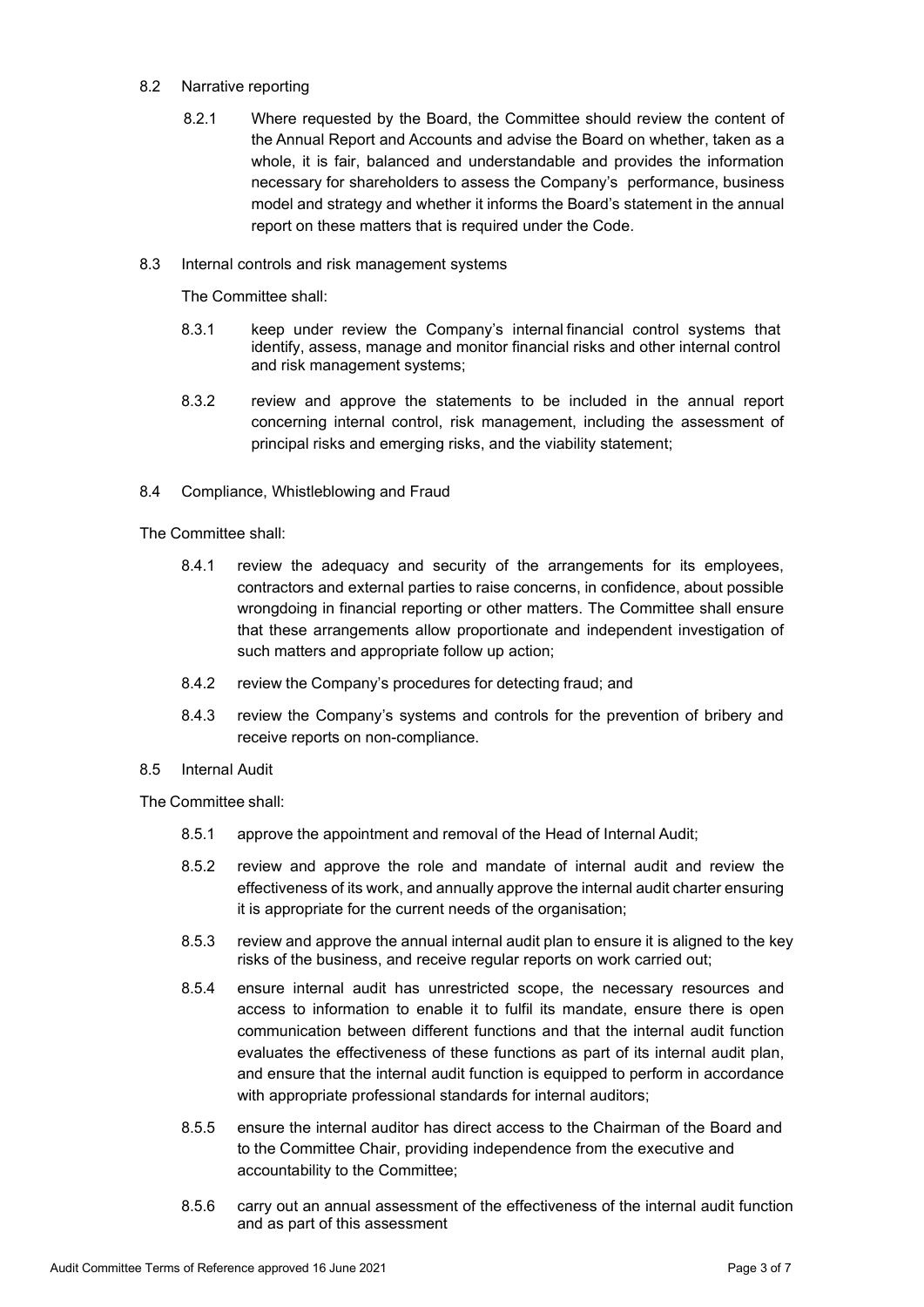8.2 Narrative reporting

8.2.1 Where requested by the Board, the Committee should review the content of the Annual Report and Accounts and advise the Board on whether, taken as a whole, it is fair, balanced and understandable and provides the information necessary for shareholders to assess the Company's performance, business model and strategy and whether it informs the Board's statement in the annual report on these matters that is required under the Code.

8.3 Internal controls and risk management systems

The Committee shall:

8.3.1 keep under review the Company's internal financial control systems that identify, assess, manage and monitor financial risks and other internal control and risk management systems;

8.3.2 review and approve the statements to be included in the annual report concerning internal control, risk management, including the assessment of principal risks and emerging risks, and the viability statement;

8.4 Compliance, Whistleblowing and Fraud

The Committee shall:

8.4.1 review the adequacy and security of the arrangements for its employees, contractors and external parties to raise concerns, in confidence, about possible wrongdoing in financial reporting or other matters. The Committee shall ensure that these arrangements allow proportionate and independent investigation of such matters and appropriate follow up action;

8.4.2 review the Company's procedures for detecting fraud; and

8.4.3 review the Company's systems and controls for the prevention of bribery and receive reports on non-compliance.

8.5 Internal Audit

The Committee shall:

8.5.1 approve the appointment and removal of the Head of Internal Audit;

8.5.2 review and approve the role and mandate of internal audit and review the effectiveness of its work, and annually approve the internal audit charter ensuring it is appropriate for the current needs of the organisation;

8.5.3 review and approve the annual internal audit plan to ensure it is aligned to the key risks of the business, and receive regular reports on work carried out;

8.5.4 ensure internal audit has unrestricted scope, the necessary resources and access to information to enable it to fulfil its mandate, ensure there is open communication between different functions and that the internal audit function evaluates the effectiveness of these functions as part of its internal audit plan, and ensure that the internal audit function is equipped to perform in accordance with appropriate professional standards for internal auditors;

8.5.5 ensure the internal auditor has direct access to the Chairman of the Board and to the Committee Chair, providing independence from the executive and accountability to the Committee;

8.5.6 carry out an annual assessment of the effectiveness of the internal audit function and as part of this assessment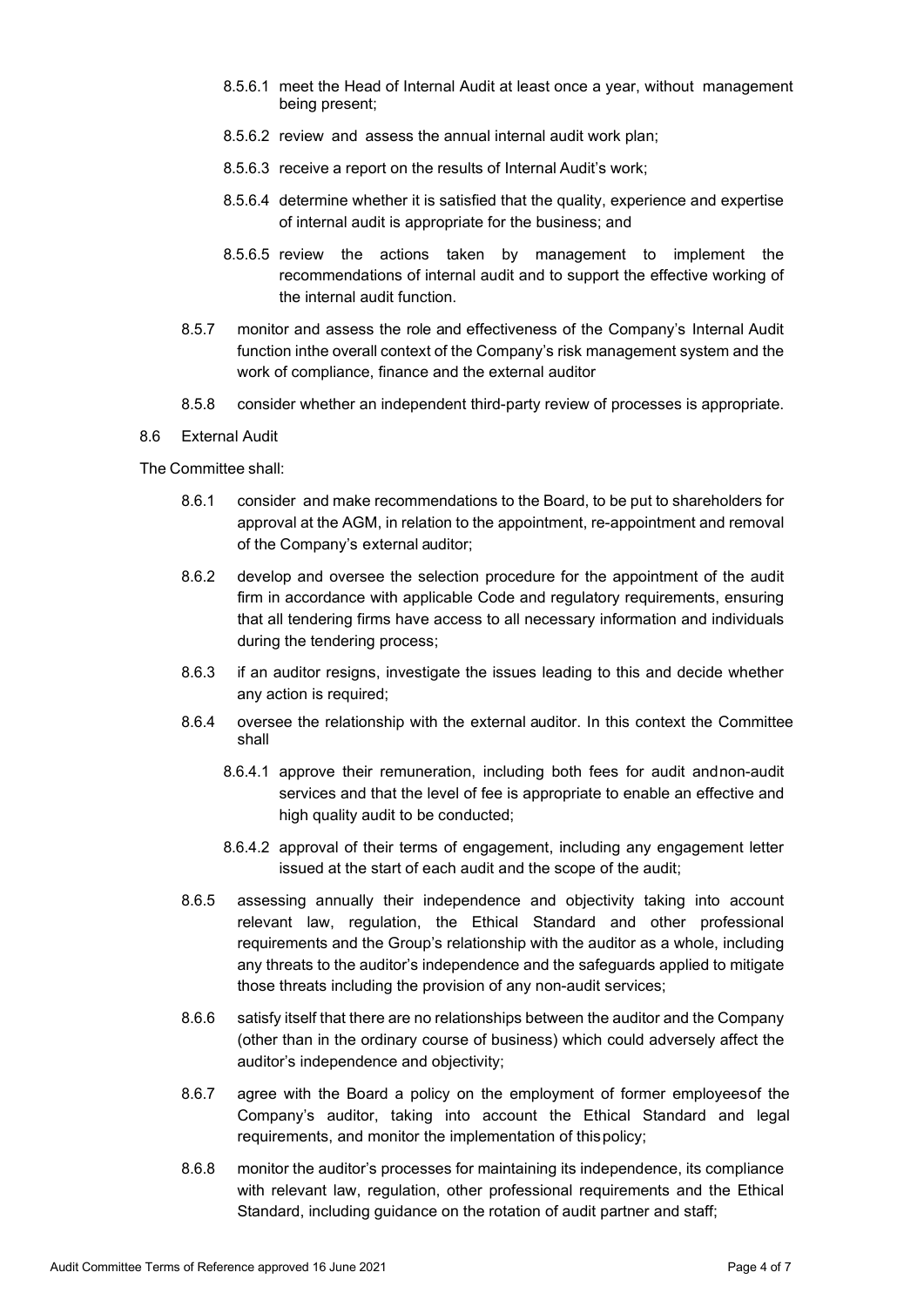- 8.5.6.1 meet the Head of Internal Audit at least once a year, without management being present;
- 8.5.6.2 review and assess the annual internal audit work plan;
- 8.5.6.3 receive a report on the results of Internal Audit's work;
- 8.5.6.4 determine whether it is satisfied that the quality, experience and expertise of internal audit is appropriate for the business; and
- 8.5.6.5 review the actions taken by management to implement the recommendations of internal audit and to support the effective working of the internal audit function.

8.5.7 monitor and assess the role and effectiveness of the Company's Internal Audit function inthe overall context of the Company's risk management system and the work of compliance, finance and the external auditor

8.5.8 consider whether an independent third-party review of processes is appropriate.

8.6 External Audit

The Committee shall:

8.6.1 consider and make recommendations to the Board, to be put to shareholders for approval at the AGM, in relation to the appointment, re-appointment and removal of the Company's external auditor;

8.6.2 develop and oversee the selection procedure for the appointment of the audit firm in accordance with applicable Code and regulatory requirements, ensuring that all tendering firms have access to all necessary information and individuals during the tendering process;

8.6.3 if an auditor resigns, investigate the issues leading to this and decide whether any action is required;

8.6.4 oversee the relationship with the external auditor. In this context the Committee shall

- 8.6.4.1 approve their remuneration, including both fees for audit andnon-audit services and that the level of fee is appropriate to enable an effective and high quality audit to be conducted;
- 8.6.4.2 approval of their terms of engagement, including any engagement letter issued at the start of each audit and the scope of the audit;

8.6.5 assessing annually their independence and objectivity taking into account relevant law, regulation, the Ethical Standard and other professional requirements and the Group's relationship with the auditor as a whole, including any threats to the auditor's independence and the safeguards applied to mitigate those threats including the provision of any non-audit services;

8.6.6 satisfy itself that there are no relationships between the auditor and the Company (other than in the ordinary course of business) which could adversely affect the auditor's independence and objectivity;

8.6.7 agree with the Board a policy on the employment of former employeesof the Company's auditor, taking into account the Ethical Standard and legal requirements, and monitor the implementation of thispolicy;

8.6.8 monitor the auditor's processes for maintaining its independence, its compliance with relevant law, regulation, other professional requirements and the Ethical Standard, including guidance on the rotation of audit partner and staff;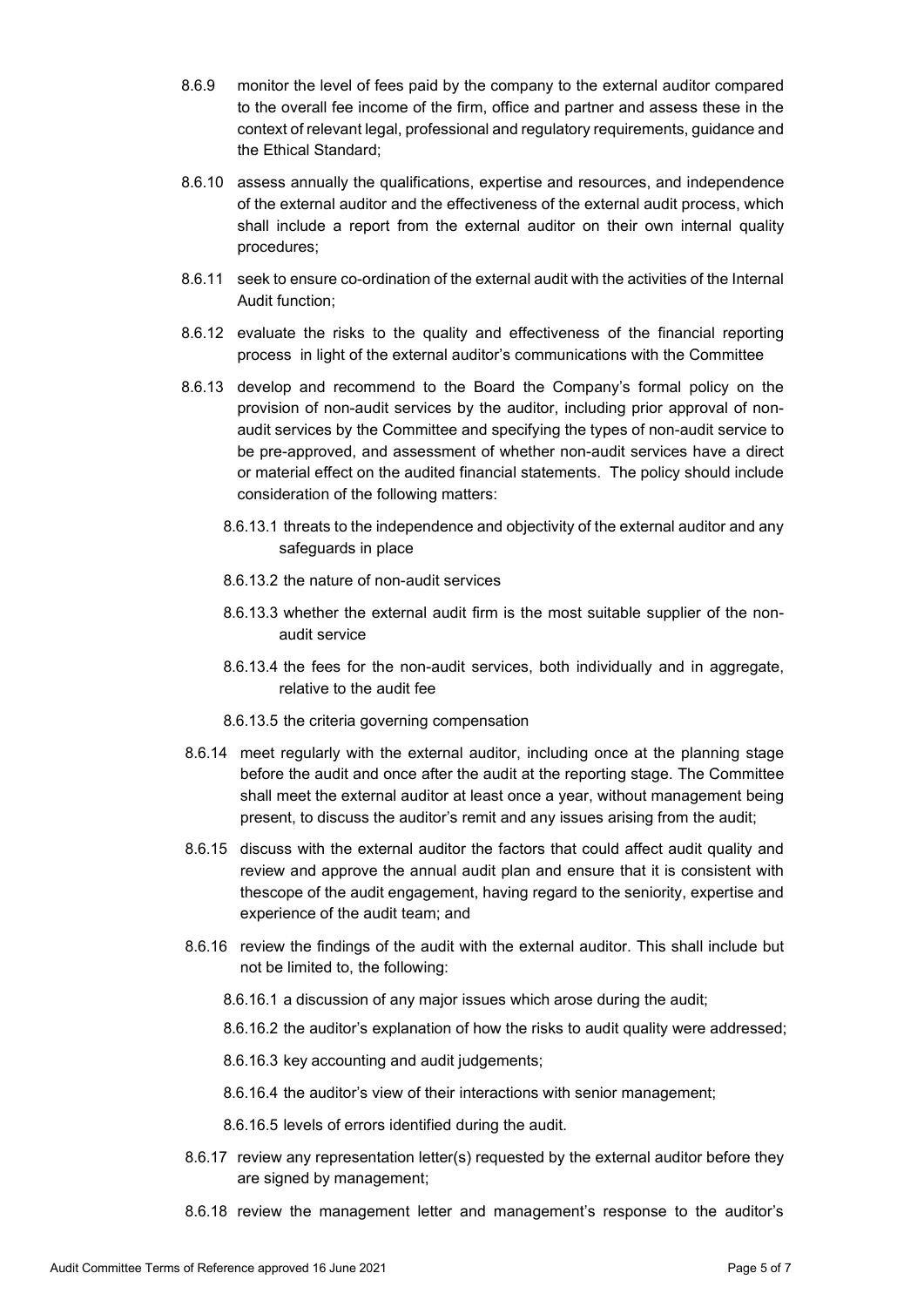8.6.9 monitor the level of fees paid by the company to the external auditor compared to the overall fee income of the firm, office and partner and assess these in the context of relevant legal, professional and regulatory requirements, guidance and the Ethical Standard;

8.6.10 assess annually the qualifications, expertise and resources, and independence of the external auditor and the effectiveness of the external audit process, which shall include a report from the external auditor on their own internal quality procedures;

8.6.11 seek to ensure co-ordination of the external audit with the activities of the Internal Audit function;

8.6.12 evaluate the risks to the quality and effectiveness of the financial reporting process in light of the external auditor's communications with the Committee

8.6.13 develop and recommend to the Board the Company's formal policy on the provision of non-audit services by the auditor, including prior approval of non-audit services by the Committee and specifying the types of non-audit service to be pre-approved, and assessment of whether non-audit services have a direct or material effect on the audited financial statements. The policy should include consideration of the following matters:

- 8.6.13.1 threats to the independence and objectivity of the external auditor and any safeguards in place
- 8.6.13.2 the nature of non-audit services
- 8.6.13.3 whether the external audit firm is the most suitable supplier of the non-audit service
- 8.6.13.4 the fees for the non-audit services, both individually and in aggregate, relative to the audit fee
- 8.6.13.5 the criteria governing compensation

8.6.14 meet regularly with the external auditor, including once at the planning stage before the audit and once after the audit at the reporting stage. The Committee shall meet the external auditor at least once a year, without management being present, to discuss the auditor's remit and any issues arising from the audit;

8.6.15 discuss with the external auditor the factors that could affect audit quality and review and approve the annual audit plan and ensure that it is consistent with thescope of the audit engagement, having regard to the seniority, expertise and experience of the audit team; and

8.6.16 review the findings of the audit with the external auditor. This shall include but not be limited to, the following:

- 8.6.16.1 a discussion of any major issues which arose during the audit;
- 8.6.16.2 the auditor's explanation of how the risks to audit quality were addressed;
- 8.6.16.3 key accounting and audit judgements;
- 8.6.16.4 the auditor's view of their interactions with senior management;
- 8.6.16.5 levels of errors identified during the audit.

8.6.17 review any representation letter(s) requested by the external auditor before they are signed by management;

8.6.18 review the management letter and management's response to the auditor's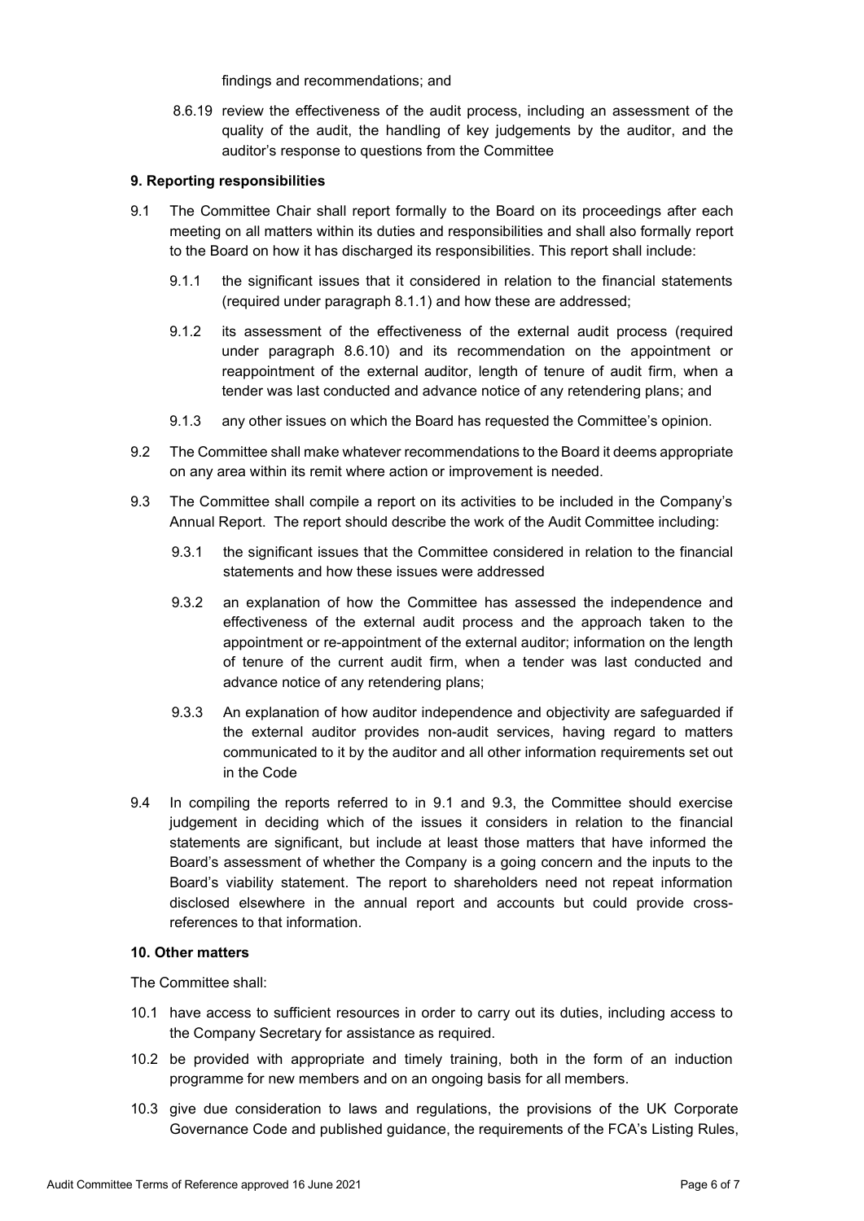findings and recommendations; and

8.6.19 review the effectiveness of the audit process, including an assessment of the quality of the audit, the handling of key judgements by the auditor, and the auditor's response to questions from the Committee

**9. Reporting responsibilities**

9.1 The Committee Chair shall report formally to the Board on its proceedings after each meeting on all matters within its duties and responsibilities and shall also formally report to the Board on how it has discharged its responsibilities. This report shall include:

9.1.1 the significant issues that it considered in relation to the financial statements (required under paragraph 8.1.1) and how these are addressed;

9.1.2 its assessment of the effectiveness of the external audit process (required under paragraph 8.6.10) and its recommendation on the appointment or reappointment of the external auditor, length of tenure of audit firm, when a tender was last conducted and advance notice of any retendering plans; and

9.1.3 any other issues on which the Board has requested the Committee's opinion.

9.2 The Committee shall make whatever recommendations to the Board it deems appropriate on any area within its remit where action or improvement is needed.

9.3 The Committee shall compile a report on its activities to be included in the Company's Annual Report. The report should describe the work of the Audit Committee including:

9.3.1 the significant issues that the Committee considered in relation to the financial statements and how these issues were addressed

9.3.2 an explanation of how the Committee has assessed the independence and effectiveness of the external audit process and the approach taken to the appointment or re-appointment of the external auditor; information on the length of tenure of the current audit firm, when a tender was last conducted and advance notice of any retendering plans;

9.3.3 An explanation of how auditor independence and objectivity are safeguarded if the external auditor provides non-audit services, having regard to matters communicated to it by the auditor and all other information requirements set out in the Code

9.4 In compiling the reports referred to in 9.1 and 9.3, the Committee should exercise judgement in deciding which of the issues it considers in relation to the financial statements are significant, but include at least those matters that have informed the Board's assessment of whether the Company is a going concern and the inputs to the Board's viability statement. The report to shareholders need not repeat information disclosed elsewhere in the annual report and accounts but could provide cross-references to that information.

**10. Other matters**

The Committee shall:

10.1 have access to sufficient resources in order to carry out its duties, including access to the Company Secretary for assistance as required.

10.2 be provided with appropriate and timely training, both in the form of an induction programme for new members and on an ongoing basis for all members.

10.3 give due consideration to laws and regulations, the provisions of the UK Corporate Governance Code and published guidance, the requirements of the FCA's Listing Rules,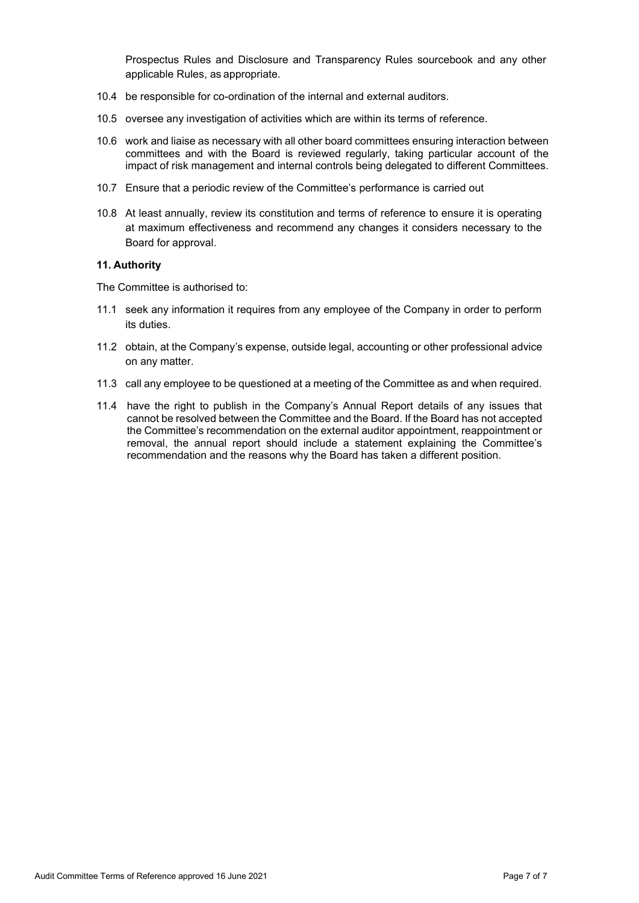Prospectus Rules and Disclosure and Transparency Rules sourcebook and any other applicable Rules, as appropriate.

10.4 be responsible for co-ordination of the internal and external auditors.

10.5 oversee any investigation of activities which are within its terms of reference.

10.6 work and liaise as necessary with all other board committees ensuring interaction between committees and with the Board is reviewed regularly, taking particular account of the impact of risk management and internal controls being delegated to different Committees.

10.7 Ensure that a periodic review of the Committee's performance is carried out

10.8 At least annually, review its constitution and terms of reference to ensure it is operating at maximum effectiveness and recommend any changes it considers necessary to the Board for approval.

**11. Authority**

The Committee is authorised to:

11.1 seek any information it requires from any employee of the Company in order to perform its duties.

11.2 obtain, at the Company's expense, outside legal, accounting or other professional advice on any matter.

11.3 call any employee to be questioned at a meeting of the Committee as and when required.

11.4 have the right to publish in the Company's Annual Report details of any issues that cannot be resolved between the Committee and the Board. If the Board has not accepted the Committee's recommendation on the external auditor appointment, reappointment or removal, the annual report should include a statement explaining the Committee's recommendation and the reasons why the Board has taken a different position.